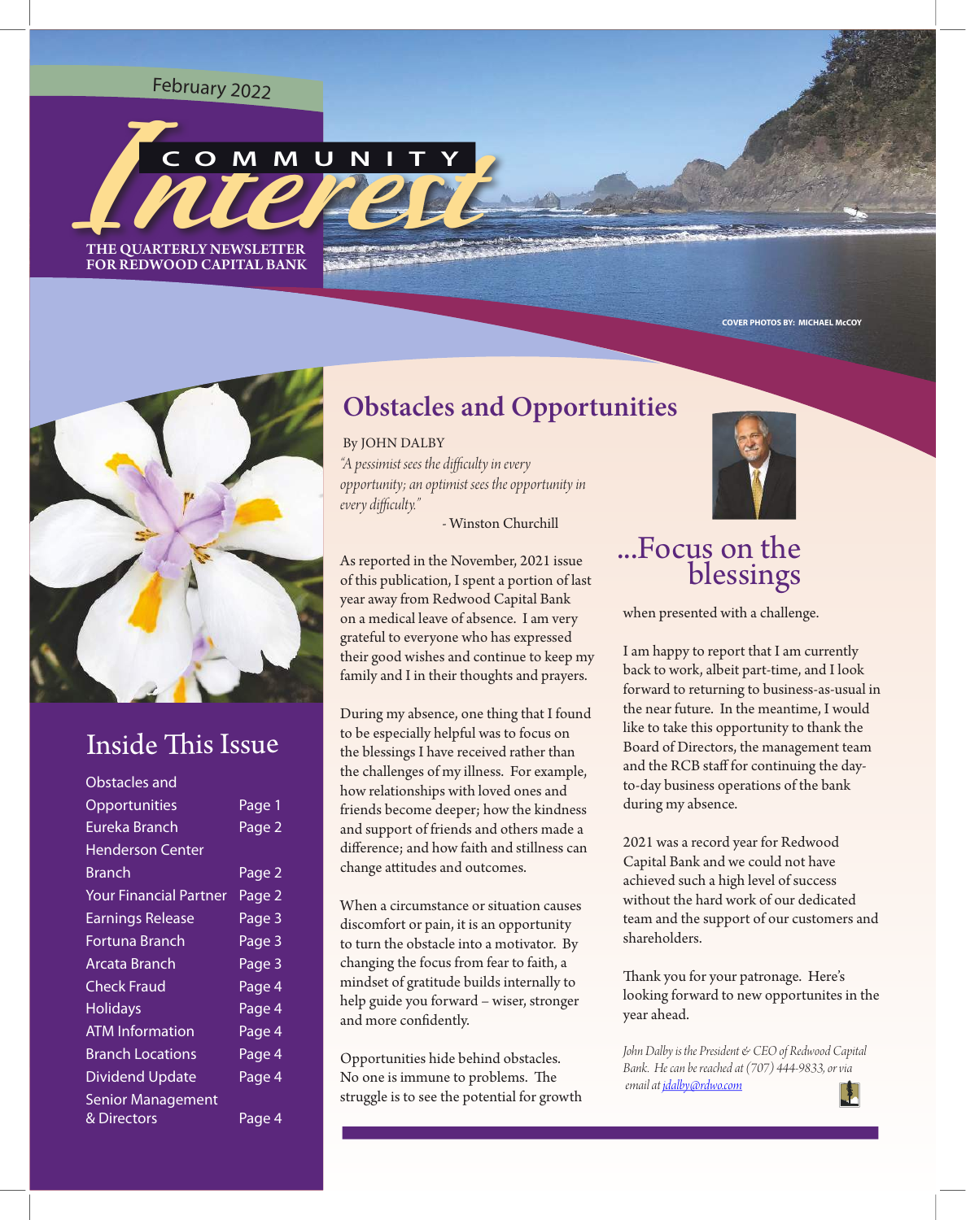February 2022

# COMMUNITY Interest

THE QUARTERLY NEWSLETTER FOR REDWOOD CAPITAL BANK

COVER PHOTOS BY: MICHAEL McCOY

## Inside This Issue

| | |
|---|---|
| Obstacles and Opportunities | Page 1 |
| Eureka Branch | Page 2 |
| Henderson Center Branch | Page 2 |
| Your Financial Partner | Page 2 |
| Earnings Release | Page 3 |
| Fortuna Branch | Page 3 |
| Arcata Branch | Page 3 |
| Check Fraud | Page 4 |
| Holidays | Page 4 |
| ATM Information | Page 4 |
| Branch Locations | Page 4 |
| Dividend Update | Page 4 |
| Senior Management & Directors | Page 4 |

## Obstacles and Opportunities

By JOHN DALBY

*"A pessimist sees the difficulty in every opportunity; an optimist sees the opportunity in every difficulty."*

- Winston Churchill

As reported in the November, 2021 issue of this publication, I spent a portion of last year away from Redwood Capital Bank on a medical leave of absence. I am very grateful to everyone who has expressed their good wishes and continue to keep my family and I in their thoughts and prayers.

During my absence, one thing that I found to be especially helpful was to focus on the blessings I have received rather than the challenges of my illness. For example, how relationships with loved ones and friends become deeper; how the kindness and support of friends and others made a difference; and how faith and stillness can change attitudes and outcomes.

When a circumstance or situation causes discomfort or pain, it is an opportunity to turn the obstacle into a motivator. By changing the focus from fear to faith, a mindset of gratitude builds internally to help guide you forward – wiser, stronger and more confidently.

Opportunities hide behind obstacles. No one is immune to problems. The struggle is to see the potential for growth

### ...Focus on the blessings

when presented with a challenge.

I am happy to report that I am currently back to work, albeit part-time, and I look forward to returning to business-as-usual in the near future. In the meantime, I would like to take this opportunity to thank the Board of Directors, the management team and the RCB staff for continuing the day-to-day business operations of the bank during my absence.

2021 was a record year for Redwood Capital Bank and we could not have achieved such a high level of success without the hard work of our dedicated team and the support of our customers and shareholders.

Thank you for your patronage. Here's looking forward to new opportunites in the year ahead.

*John Dalby is the President & CEO of Redwood Capital Bank. He can be reached at (707) 444-9833, or via email at jdalby@rdwo.com*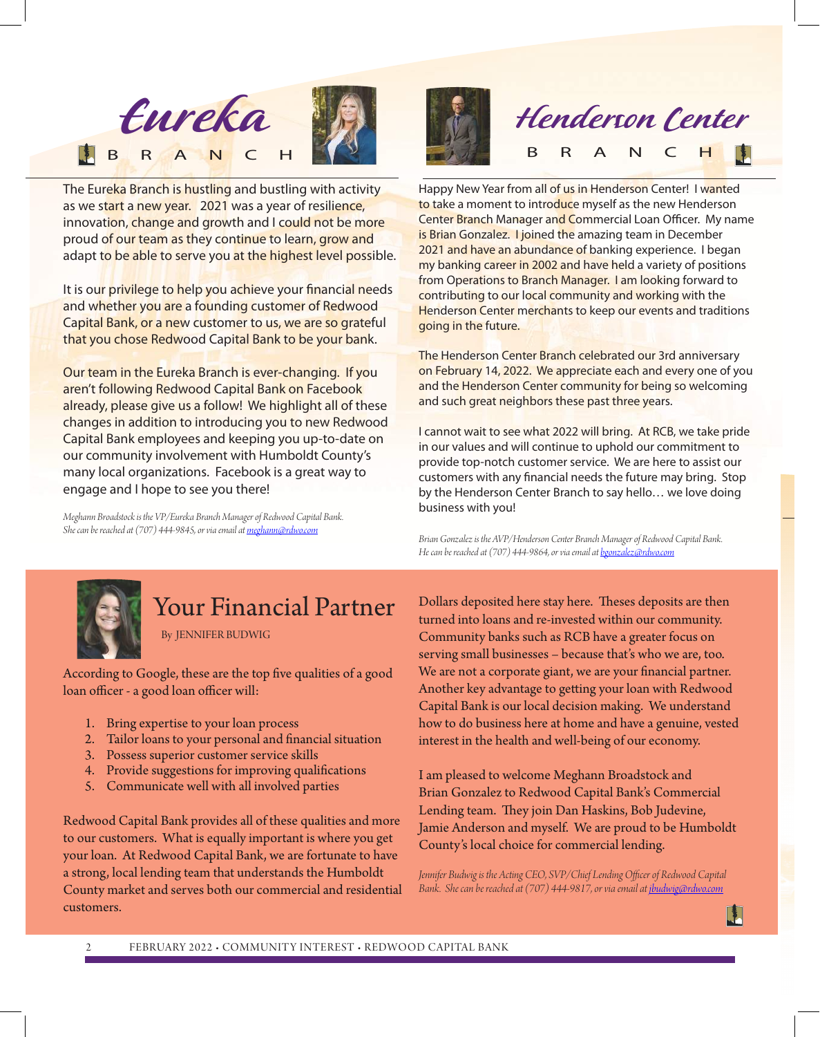## Eureka BRANCH

The Eureka Branch is hustling and bustling with activity as we start a new year. 2021 was a year of resilience, innovation, change and growth and I could not be more proud of our team as they continue to learn, grow and adapt to be able to serve you at the highest level possible.

It is our privilege to help you achieve your financial needs and whether you are a founding customer of Redwood Capital Bank, or a new customer to us, we are so grateful that you chose Redwood Capital Bank to be your bank.

Our team in the Eureka Branch is ever-changing. If you aren't following Redwood Capital Bank on Facebook already, please give us a follow! We highlight all of these changes in addition to introducing you to new Redwood Capital Bank employees and keeping you up-to-date on our community involvement with Humboldt County's many local organizations. Facebook is a great way to engage and I hope to see you there!

*Meghann Broadstock is the VP/Eureka Branch Manager of Redwood Capital Bank. She can be reached at (707) 444-9845, or via email at meghann@rdwo.com*

## Henderson Center BRANCH

Happy New Year from all of us in Henderson Center! I wanted to take a moment to introduce myself as the new Henderson Center Branch Manager and Commercial Loan Officer. My name is Brian Gonzalez. I joined the amazing team in December 2021 and have an abundance of banking experience. I began my banking career in 2002 and have held a variety of positions from Operations to Branch Manager. I am looking forward to contributing to our local community and working with the Henderson Center merchants to keep our events and traditions going in the future.

The Henderson Center Branch celebrated our 3rd anniversary on February 14, 2022. We appreciate each and every one of you and the Henderson Center community for being so welcoming and such great neighbors these past three years.

I cannot wait to see what 2022 will bring. At RCB, we take pride in our values and will continue to uphold our commitment to provide top-notch customer service. We are here to assist our customers with any financial needs the future may bring. Stop by the Henderson Center Branch to say hello… we love doing business with you!

*Brian Gonzalez is the AVP/Henderson Center Branch Manager of Redwood Capital Bank. He can be reached at (707) 444-9864, or via email at bgonzalez@rdwo.com*

## Your Financial Partner

By JENNIFER BUDWIG

According to Google, these are the top five qualities of a good loan officer - a good loan officer will:

1. Bring expertise to your loan process
2. Tailor loans to your personal and financial situation
3. Possess superior customer service skills
4. Provide suggestions for improving qualifications
5. Communicate well with all involved parties

Redwood Capital Bank provides all of these qualities and more to our customers. What is equally important is where you get your loan. At Redwood Capital Bank, we are fortunate to have a strong, local lending team that understands the Humboldt County market and serves both our commercial and residential customers.

Dollars deposited here stay here. Theses deposits are then turned into loans and re-invested within our community. Community banks such as RCB have a greater focus on serving small businesses – because that's who we are, too. We are not a corporate giant, we are your financial partner. Another key advantage to getting your loan with Redwood Capital Bank is our local decision making. We understand how to do business here at home and have a genuine, vested interest in the health and well-being of our economy.

I am pleased to welcome Meghann Broadstock and Brian Gonzalez to Redwood Capital Bank's Commercial Lending team. They join Dan Haskins, Bob Judevine, Jamie Anderson and myself. We are proud to be Humboldt County's local choice for commercial lending.

*Jennifer Budwig is the Acting CEO, SVP/Chief Lending Officer of Redwood Capital Bank. She can be reached at (707) 444-9817, or via email at jbudwig@rdwo.com*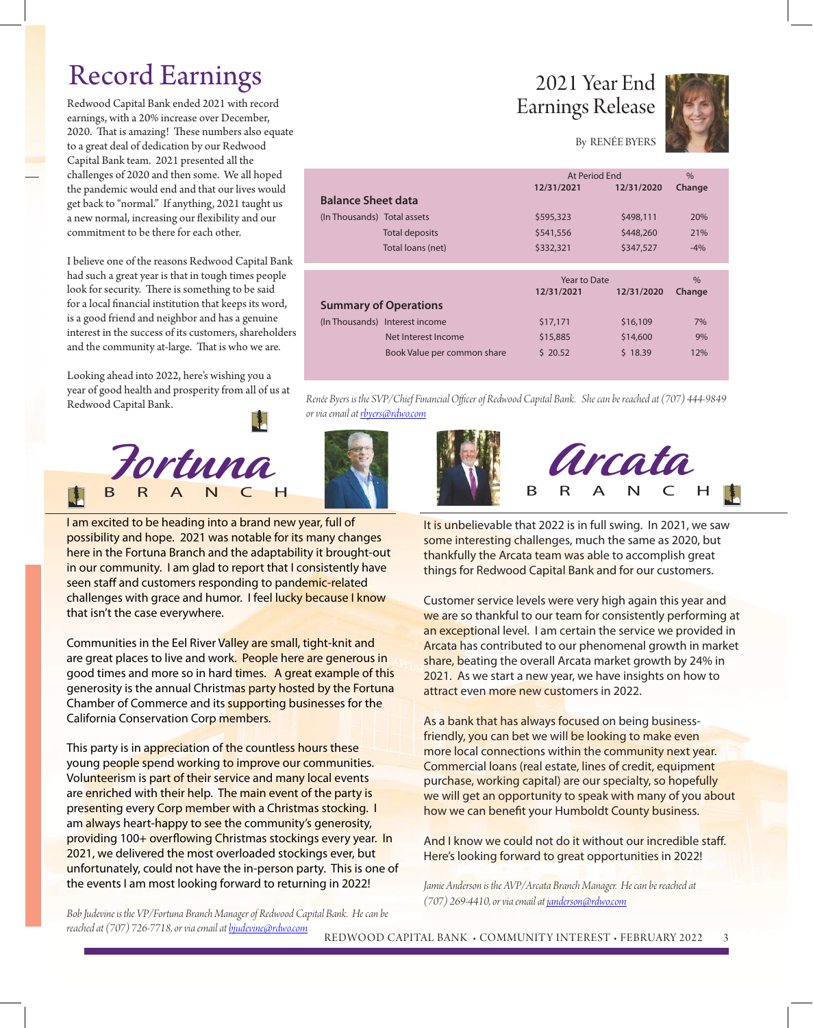# Record Earnings

Redwood Capital Bank ended 2021 with record earnings, with a 20% increase over December, 2020. That is amazing! These numbers also equate to a great deal of dedication by our Redwood Capital Bank team. 2021 presented all the challenges of 2020 and then some. We all hoped the pandemic would end and that our lives would get back to "normal." If anything, 2021 taught us a new normal, increasing our flexibility and our commitment to be there for each other.

I believe one of the reasons Redwood Capital Bank had such a great year is that in tough times people look for security. There is something to be said for a local financial institution that keeps its word, is a good friend and neighbor and has a genuine interest in the success of its customers, shareholders and the community at-large. That is who we are.

Looking ahead into 2022, here's wishing you a year of good health and prosperity from all of us at Redwood Capital Bank.

# 2021 Year End Earnings Release

By RENÉE BYERS

| | | At Period End | | % |
|---|---|---|---|---|
| | | 12/31/2021 | 12/31/2020 | Change |
| **Balance Sheet data** | | | | |
| (In Thousands) | Total assets | $595,323 | $498,111 | 20% |
| | Total deposits | $541,556 | $448,260 | 21% |
| | Total loans (net) | $332,321 | $347,527 | -4% |

| | | Year to Date | | % |
|---|---|---|---|---|
| | | 12/31/2021 | 12/31/2020 | Change |
| **Summary of Operations** | | | | |
| (In Thousands) | Interest income | $17,171 | $16,109 | 7% |
| | Net Interest Income | $15,885 | $14,600 | 9% |
| | Book Value per common share | $ 20.52 | $ 18.39 | 12% |

*Renée Byers is the SVP/Chief Financial Officer of Redwood Capital Bank. She can be reached at (707) 444-9849 or via email at rbyers@rdwo.com*

# Fortuna BRANCH

I am excited to be heading into a brand new year, full of possibility and hope. 2021 was notable for its many changes here in the Fortuna Branch and the adaptability it brought-out in our community. I am glad to report that I consistently have seen staff and customers responding to pandemic-related challenges with grace and humor. I feel lucky because I know that isn't the case everywhere.

Communities in the Eel River Valley are small, tight-knit and are great places to live and work. People here are generous in good times and more so in hard times. A great example of this generosity is the annual Christmas party hosted by the Fortuna Chamber of Commerce and its supporting businesses for the California Conservation Corp members.

This party is in appreciation of the countless hours these young people spend working to improve our communities. Volunteerism is part of their service and many local events are enriched with their help. The main event of the party is presenting every Corp member with a Christmas stocking. I am always heart-happy to see the community's generosity, providing 100+ overflowing Christmas stockings every year. In 2021, we delivered the most overloaded stockings ever, but unfortunately, could not have the in-person party. This is one of the events I am most looking forward to returning in 2022!

*Bob Judevine is the VP/Fortuna Branch Manager of Redwood Capital Bank. He can be reached at (707) 726-7718, or via email at bjudevine@rdwo.com*

# Arcata BRANCH

It is unbelievable that 2022 is in full swing. In 2021, we saw some interesting challenges, much the same as 2020, but thankfully the Arcata team was able to accomplish great things for Redwood Capital Bank and for our customers.

Customer service levels were very high again this year and we are so thankful to our team for consistently performing at an exceptional level. I am certain the service we provided in Arcata has contributed to our phenomenal growth in market share, beating the overall Arcata market growth by 24% in 2021. As we start a new year, we have insights on how to attract even more new customers in 2022.

As a bank that has always focused on being business-friendly, you can bet we will be looking to make even more local connections within the community next year. Commercial loans (real estate, lines of credit, equipment purchase, working capital) are our specialty, so hopefully we will get an opportunity to speak with many of you about how we can benefit your Humboldt County business.

And I know we could not do it without our incredible staff. Here's looking forward to great opportunities in 2022!

*Jamie Anderson is the AVP/Arcata Branch Manager. He can be reached at (707) 269-4410, or via email at janderson@rdwo.com*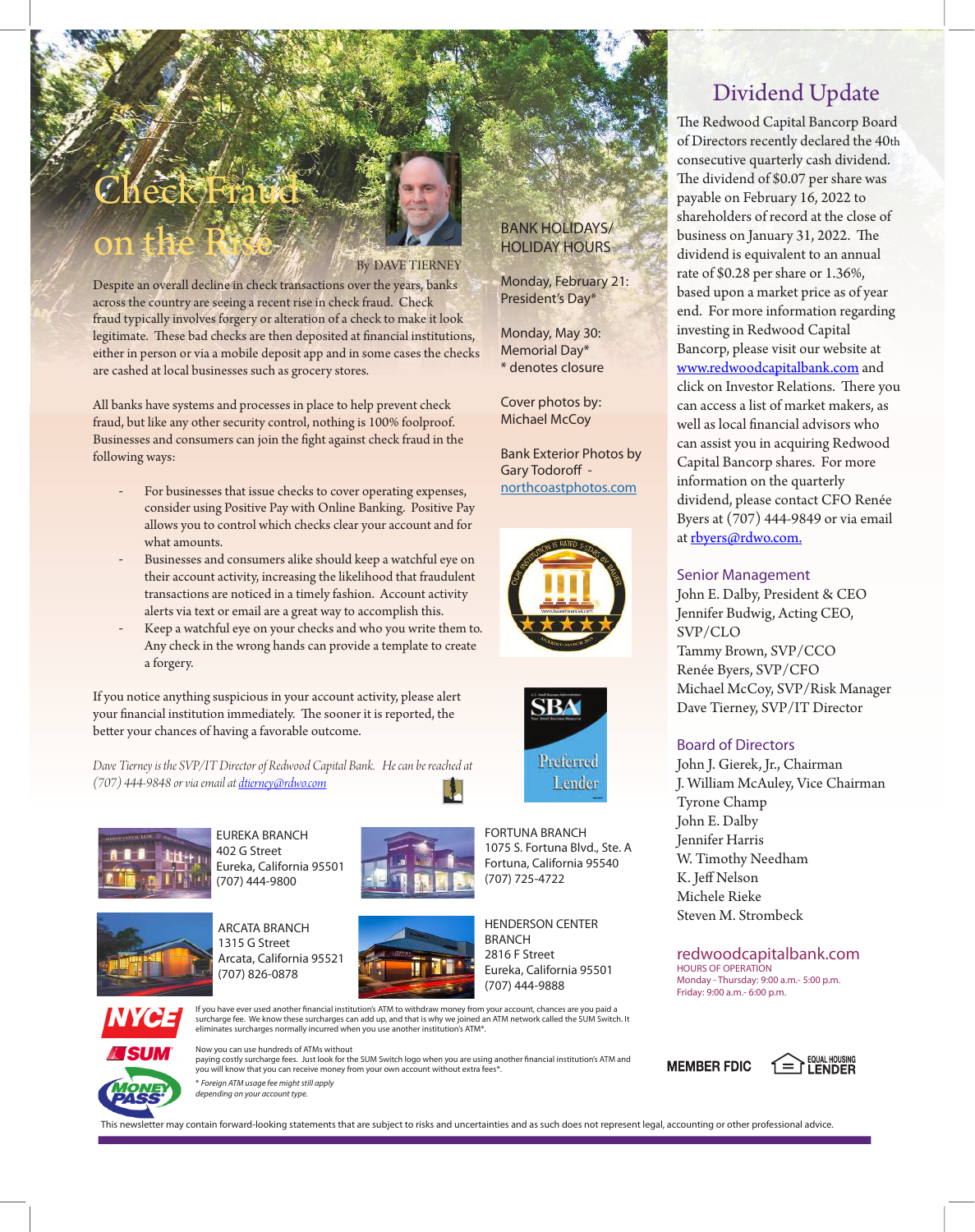# Check Fraud on the Rise

By DAVE TIERNEY

Despite an overall decline in check transactions over the years, banks across the country are seeing a recent rise in check fraud. Check fraud typically involves forgery or alteration of a check to make it look legitimate. These bad checks are then deposited at financial institutions, either in person or via a mobile deposit app and in some cases the checks are cashed at local businesses such as grocery stores.

All banks have systems and processes in place to help prevent check fraud, but like any other security control, nothing is 100% foolproof. Businesses and consumers can join the fight against check fraud in the following ways:

- For businesses that issue checks to cover operating expenses, consider using Positive Pay with Online Banking. Positive Pay allows you to control which checks clear your account and for what amounts.
- Businesses and consumers alike should keep a watchful eye on their account activity, increasing the likelihood that fraudulent transactions are noticed in a timely fashion. Account activity alerts via text or email are a great way to accomplish this.
- Keep a watchful eye on your checks and who you write them to. Any check in the wrong hands can provide a template to create a forgery.

If you notice anything suspicious in your account activity, please alert your financial institution immediately. The sooner it is reported, the better your chances of having a favorable outcome.

*Dave Tierney is the SVP/IT Director of Redwood Capital Bank. He can be reached at (707) 444-9848 or via email at dtierney@rdwo.com*

BANK HOLIDAYS/ HOLIDAY HOURS

Monday, February 21: President's Day*

Monday, May 30: Memorial Day*

\* denotes closure

Cover photos by: Michael McCoy

Bank Exterior Photos by Gary Todoroff - northcoastphotos.com

EUREKA BRANCH
402 G Street
Eureka, California 95501
(707) 444-9800

FORTUNA BRANCH
1075 S. Fortuna Blvd., Ste. A
Fortuna, California 95540
(707) 725-4722

ARCATA BRANCH
1315 G Street
Arcata, California 95521
(707) 826-0878

HENDERSON CENTER BRANCH
2816 F Street
Eureka, California 95501
(707) 444-9888

If you have ever used another financial institution's ATM to withdraw money from your account, chances are you paid a surcharge fee. We know these surcharges can add up, and that is why we joined an ATM network called the SUM Switch. It eliminates surcharges normally incurred when you use another institution's ATM*.

Now you can use hundreds of ATMs without paying costly surcharge fees. Just look for the SUM Switch logo when you are using another financial institution's ATM and you will know that you can receive money from your own account without extra fees*.

*\* Foreign ATM usage fee might still apply depending on your account type.*

## Dividend Update

The Redwood Capital Bancorp Board of Directors recently declared the 40th consecutive quarterly cash dividend. The dividend of $0.07 per share was payable on February 16, 2022 to shareholders of record at the close of business on January 31, 2022. The dividend is equivalent to an annual rate of $0.28 per share or 1.36%, based upon a market price as of year end. For more information regarding investing in Redwood Capital Bancorp, please visit our website at www.redwoodcapitalbank.com and click on Investor Relations. There you can access a list of market makers, as well as local financial advisors who can assist you in acquiring Redwood Capital Bancorp shares. For more information on the quarterly dividend, please contact CFO Renée Byers at (707) 444-9849 or via email at rbyers@rdwo.com.

### Senior Management

John E. Dalby, President & CEO
Jennifer Budwig, Acting CEO, SVP/CLO
Tammy Brown, SVP/CCO
Renée Byers, SVP/CFO
Michael McCoy, SVP/Risk Manager
Dave Tierney, SVP/IT Director

### Board of Directors

John J. Gierek, Jr., Chairman
J. William McAuley, Vice Chairman
Tyrone Champ
John E. Dalby
Jennifer Harris
W. Timothy Needham
K. Jeff Nelson
Michele Rieke
Steven M. Strombeck

redwoodcapitalbank.com

HOURS OF OPERATION
Monday - Thursday: 9:00 a.m.- 5:00 p.m.
Friday: 9:00 a.m.- 6:00 p.m.

MEMBER FDIC EQUAL HOUSING LENDER

This newsletter may contain forward-looking statements that are subject to risks and uncertainties and as such does not represent legal, accounting or other professional advice.